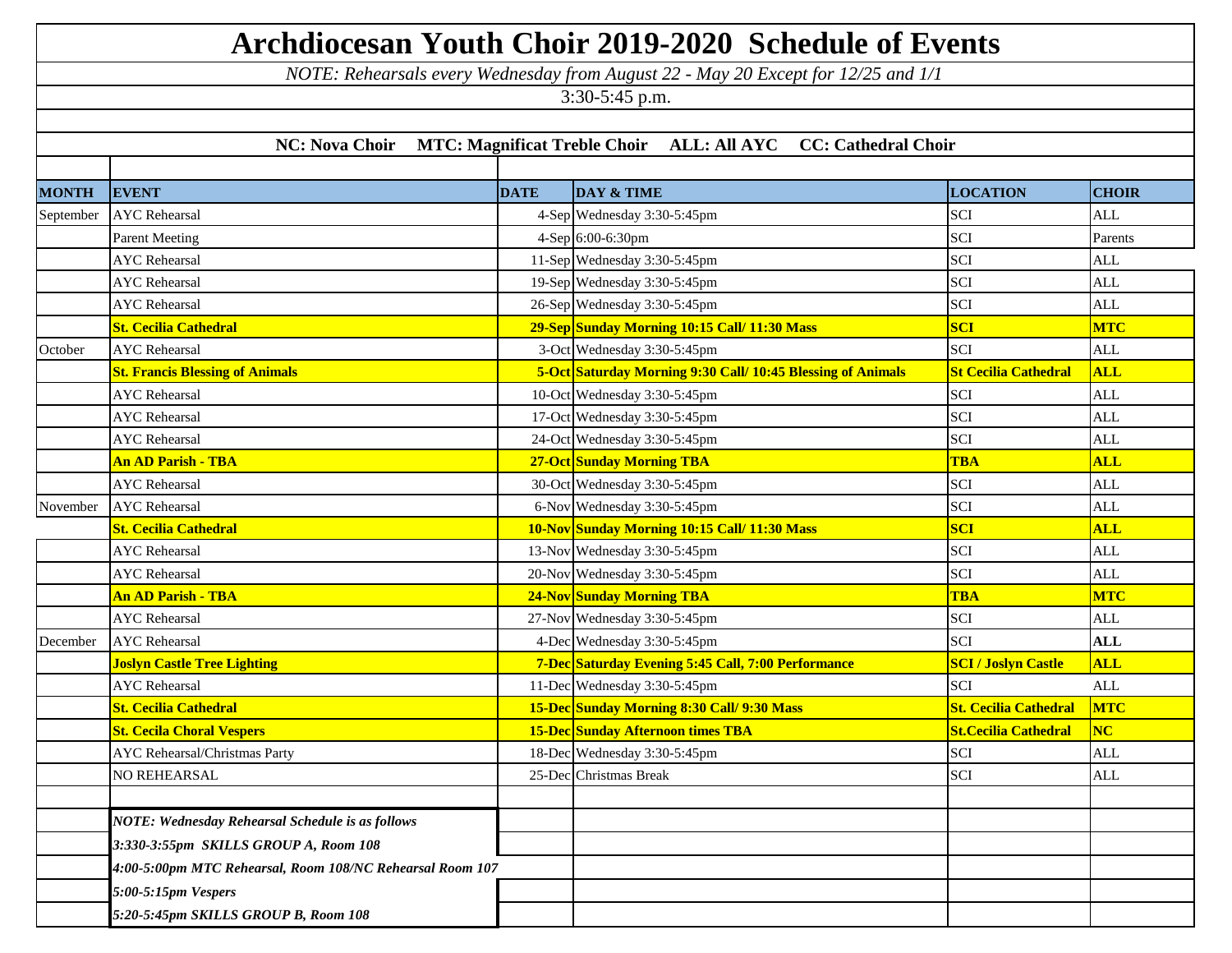# Archdiocesan Youth Choir 2019-2020 Schedule of Events

*NOTE: Rehearsals every Wednesday from August 22 - May 20 Except for 12/25 and 1/1*

3:30-5:45 p.m.

**NC: Nova Choir MTC: Magnificat Treble Choir ALL: All AYC CC: Cathedral Choir**

| MONTH | EVENT | DATE | DAY & TIME | LOCATION | CHOIR |
|---|---|---|---|---|---|
| September | AYC Rehearsal | 4-Sep | Wednesday 3:30-5:45pm | SCI | ALL |
| | Parent Meeting | 4-Sep | 6:00-6:30pm | SCI | Parents |
| | AYC Rehearsal | 11-Sep | Wednesday 3:30-5:45pm | SCI | ALL |
| | AYC Rehearsal | 19-Sep | Wednesday 3:30-5:45pm | SCI | ALL |
| | AYC Rehearsal | 26-Sep | Wednesday 3:30-5:45pm | SCI | ALL |
| | **St. Cecilia Cathedral** | **29-Sep** | **Sunday Morning 10:15 Call/ 11:30 Mass** | **SCI** | **MTC** |
| October | AYC Rehearsal | 3-Oct | Wednesday 3:30-5:45pm | SCI | ALL |
| | **St. Francis Blessing of Animals** | **5-Oct** | **Saturday Morning 9:30 Call/ 10:45 Blessing of Animals** | **St Cecilia Cathedral** | **ALL** |
| | AYC Rehearsal | 10-Oct | Wednesday 3:30-5:45pm | SCI | ALL |
| | AYC Rehearsal | 17-Oct | Wednesday 3:30-5:45pm | SCI | ALL |
| | AYC Rehearsal | 24-Oct | Wednesday 3:30-5:45pm | SCI | ALL |
| | **An AD Parish - TBA** | **27-Oct** | **Sunday Morning TBA** | **TBA** | **ALL** |
| | AYC Rehearsal | 30-Oct | Wednesday 3:30-5:45pm | SCI | ALL |
| November | AYC Rehearsal | 6-Nov | Wednesday 3:30-5:45pm | SCI | ALL |
| | **St. Cecilia Cathedral** | **10-Nov** | **Sunday Morning 10:15 Call/ 11:30 Mass** | **SCI** | **ALL** |
| | AYC Rehearsal | 13-Nov | Wednesday 3:30-5:45pm | SCI | ALL |
| | AYC Rehearsal | 20-Nov | Wednesday 3:30-5:45pm | SCI | ALL |
| | **An AD Parish - TBA** | **24-Nov** | **Sunday Morning TBA** | **TBA** | **MTC** |
| | AYC Rehearsal | 27-Nov | Wednesday 3:30-5:45pm | SCI | ALL |
| December | AYC Rehearsal | 4-Dec | Wednesday 3:30-5:45pm | SCI | **ALL** |
| | **Joslyn Castle Tree Lighting** | **7-Dec** | **Saturday Evening 5:45 Call, 7:00 Performance** | **SCI / Joslyn Castle** | **ALL** |
| | AYC Rehearsal | 11-Dec | Wednesday 3:30-5:45pm | SCI | ALL |
| | **St. Cecilia Cathedral** | **15-Dec** | **Sunday Morning 8:30 Call/ 9:30 Mass** | **St. Cecilia Cathedral** | **MTC** |
| | **St. Cecila Choral Vespers** | **15-Dec** | **Sunday Afternoon times TBA** | **St.Cecilia Cathedral** | **NC** |
| | AYC Rehearsal/Christmas Party | 18-Dec | Wednesday 3:30-5:45pm | SCI | ALL |
| | NO REHEARSAL | 25-Dec | Christmas Break | SCI | ALL |

***NOTE: Wednesday Rehearsal Schedule is as follows***

***3:330-3:55pm SKILLS GROUP A, Room 108***

***4:00-5:00pm MTC Rehearsal, Room 108/NC Rehearsal Room 107***

***5:00-5:15pm Vespers***

***5:20-5:45pm SKILLS GROUP B, Room 108***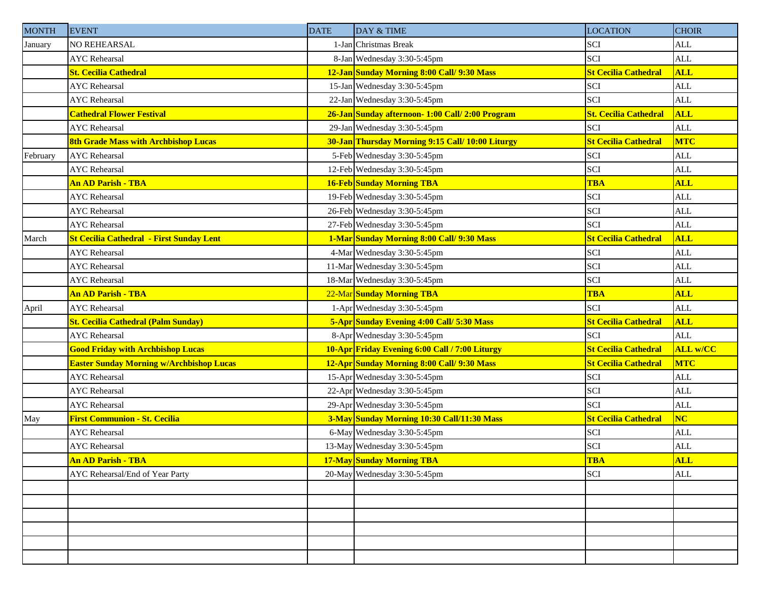| MONTH | EVENT | DATE | DAY & TIME | LOCATION | CHOIR |
|---|---|---|---|---|---|
| January | NO REHEARSAL | 1-Jan | Christmas Break | SCI | ALL |
| | AYC Rehearsal | 8-Jan | Wednesday 3:30-5:45pm | SCI | ALL |
| | **St. Cecilia Cathedral** | **12-Jan** | **Sunday Morning 8:00 Call/ 9:30 Mass** | **St Cecilia Cathedral** | **ALL** |
| | AYC Rehearsal | 15-Jan | Wednesday 3:30-5:45pm | SCI | ALL |
| | AYC Rehearsal | 22-Jan | Wednesday 3:30-5:45pm | SCI | ALL |
| | **Cathedral Flower Festival** | **26-Jan** | **Sunday afternoon- 1:00 Call/ 2:00 Program** | **St. Cecilia Cathedral** | **ALL** |
| | AYC Rehearsal | 29-Jan | Wednesday 3:30-5:45pm | SCI | ALL |
| | **8th Grade Mass with Archbishop Lucas** | **30-Jan** | **Thursday Morning 9:15 Call/ 10:00 Liturgy** | **St Cecilia Cathedral** | **MTC** |
| February | AYC Rehearsal | 5-Feb | Wednesday 3:30-5:45pm | SCI | ALL |
| | AYC Rehearsal | 12-Feb | Wednesday 3:30-5:45pm | SCI | ALL |
| | **An AD Parish - TBA** | **16-Feb** | **Sunday Morning TBA** | **TBA** | **ALL** |
| | AYC Rehearsal | 19-Feb | Wednesday 3:30-5:45pm | SCI | ALL |
| | AYC Rehearsal | 26-Feb | Wednesday 3:30-5:45pm | SCI | ALL |
| | AYC Rehearsal | 27-Feb | Wednesday 3:30-5:45pm | SCI | ALL |
| March | **St Cecilia Cathedral - First Sunday Lent** | **1-Mar** | **Sunday Morning 8:00 Call/ 9:30 Mass** | **St Cecilia Cathedral** | **ALL** |
| | AYC Rehearsal | 4-Mar | Wednesday 3:30-5:45pm | SCI | ALL |
| | AYC Rehearsal | 11-Mar | Wednesday 3:30-5:45pm | SCI | ALL |
| | AYC Rehearsal | 18-Mar | Wednesday 3:30-5:45pm | SCI | ALL |
| | **An AD Parish - TBA** | 22-Mar | **Sunday Morning TBA** | **TBA** | **ALL** |
| April | AYC Rehearsal | 1-Apr | Wednesday 3:30-5:45pm | SCI | ALL |
| | **St. Cecilia Cathedral (Palm Sunday)** | **5-Apr** | **Sunday Evening 4:00 Call/ 5:30 Mass** | **St Cecilia Cathedral** | **ALL** |
| | AYC Rehearsal | 8-Apr | Wednesday 3:30-5:45pm | SCI | ALL |
| | **Good Friday with Archbishop Lucas** | **10-Apr** | **Friday Evening 6:00 Call / 7:00 Liturgy** | **St Cecilia Cathedral** | **ALL w/CC** |
| | **Easter Sunday Morning w/Archbishop Lucas** | **12-Apr** | **Sunday Morning 8:00 Call/ 9:30 Mass** | **St Cecilia Cathedral** | **MTC** |
| | AYC Rehearsal | 15-Apr | Wednesday 3:30-5:45pm | SCI | ALL |
| | AYC Rehearsal | 22-Apr | Wednesday 3:30-5:45pm | SCI | ALL |
| | AYC Rehearsal | 29-Apr | Wednesday 3:30-5:45pm | SCI | ALL |
| May | **First Communion - St. Cecilia** | **3-May** | **Sunday Morning 10:30 Call/11:30 Mass** | **St Cecilia Cathedral** | **NC** |
| | AYC Rehearsal | 6-May | Wednesday 3:30-5:45pm | SCI | ALL |
| | AYC Rehearsal | 13-May | Wednesday 3:30-5:45pm | SCI | ALL |
| | **An AD Parish - TBA** | **17-May** | **Sunday Morning TBA** | **TBA** | **ALL** |
| | AYC Rehearsal/End of Year Party | 20-May | Wednesday 3:30-5:45pm | SCI | ALL |